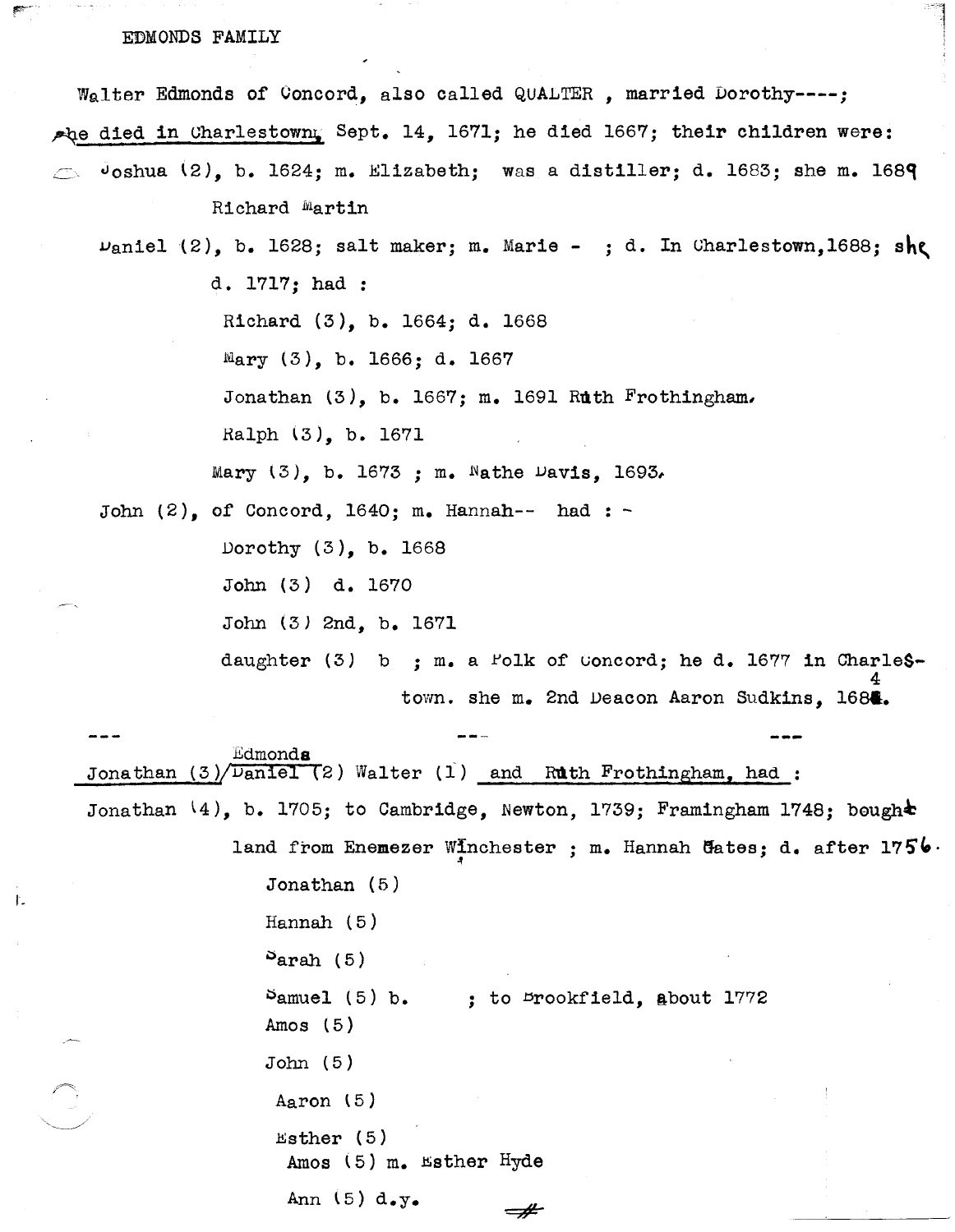# EDMONDS FAMILY

Walter Edmonds of Concord, also called QUALTER , married Dorothy----; she died in Charlestown, Sept. 14, 1671; he died 1667; their children were:

Joshua (2), b. 1624; m. Elizabeth; was a distiller; d. 1683; she m. 1689 Richard Martin

Daniel (2), b. 1628; salt maker; m. Marie - ; d. In Charlestown,1688; she d. 1717; had :

- Richard (3), b. 1664; d. 1668
- Mary (3), b. 1666; d. 1667
- Jonathan (3), b. 1667; m. 1691 Ruth Frothingham.
- Ralph (3), b. 1671
- Mary (3), b. 1673 ; m. Nathe Davis, 1693.

John (2), of Concord, 1640; m. Hannah-- had : -

- Dorothy (3), b. 1668
- John (3) d. 1670
- John (3) 2nd, b. 1671
- daughter (3) b ; m. a Polk of Concord; he d. 1677 in Charlestown. she m. 2nd Deacon Aaron Sudkins, 1684.

--- --- ---

Jonathan (3)/Edmonds Daniel (2) Walter (1) and Ruth Frothingham, had :

Jonathan (4), b. 1705; to Cambridge, Newton, 1739; Framingham 1748; bought land from Enemezer Winchester ; m. Hannah Gates; d. after 1756.

- Jonathan (5)
- Hannah (5)
- Sarah (5)
- Samuel (5) b. ; to Brookfield, about 1772
- Amos (5)
- John (5)
- Aaron (5)
- Esther (5)
- Amos (5) m. Esther Hyde
- Ann (5) d.y.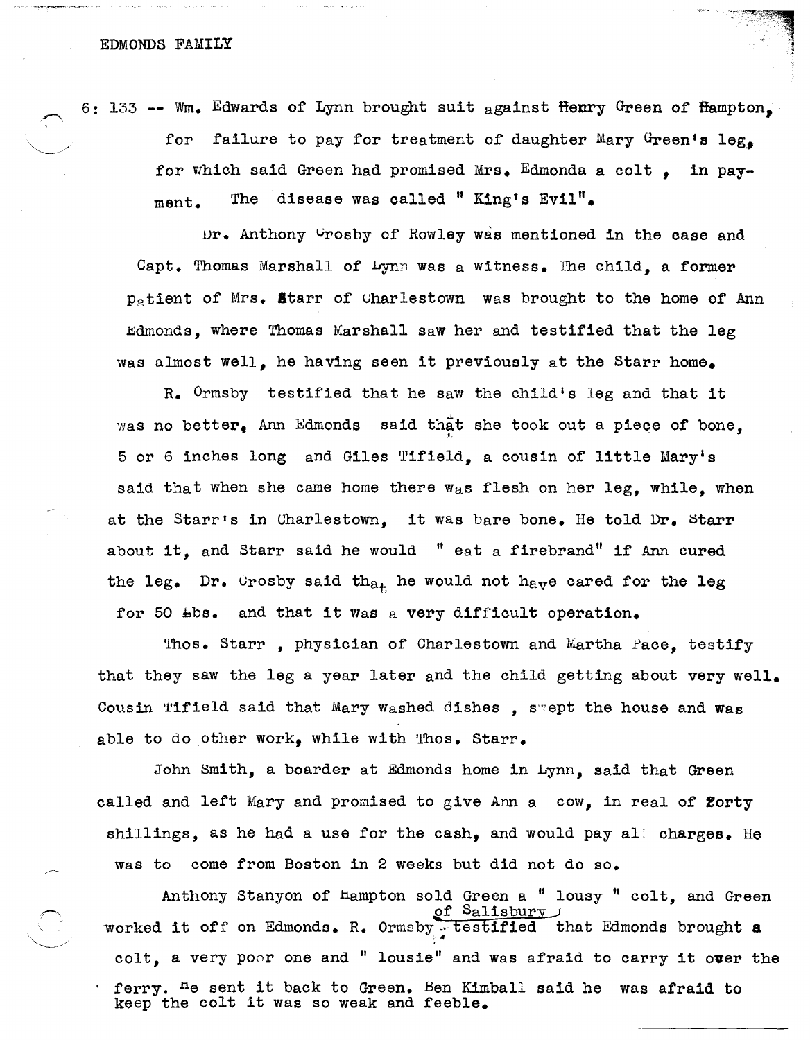EDMONDS FAMILY

6: 133 -- Wm. Edwards of Lynn brought suit against Henry Green of Hampton, for failure to pay for treatment of daughter Mary Green's leg, for which said Green had promised Mrs. Edmonda a colt , in payment. The disease was called " King's Evil".

Dr. Anthony Crosby of Rowley was mentioned in the case and Capt. Thomas Marshall of Lynn was a witness. The child, a former patient of Mrs. Starr of Charlestown was brought to the home of Ann Edmonds, where Thomas Marshall saw her and testified that the leg was almost well, he having seen it previously at the Starr home.

R. Ormsby testified that he saw the child's leg and that it was no better. Ann Edmonds said that she took out a piece of bone, 5 or 6 inches long and Giles Tifield, a cousin of little Mary's said that when she came home there was flesh on her leg, while, when at the Starr's in Charlestown, it was bare bone. He told Dr. Starr about it, and Starr said he would " eat a firebrand" if Ann cured the leg. Dr. Crosby said that he would not have cared for the leg for 50 Lbs. and that it was a very difficult operation.

Thos. Starr , physician of Charlestown and Martha Pace, testify that they saw the leg a year later and the child getting about very well. Cousin Tifield said that Mary washed dishes , swept the house and was able to do other work, while with Thos. Starr.

John Smith, a boarder at Edmonds home in Lynn, said that Green called and left Mary and promised to give Ann a cow, in real of forty shillings, as he had a use for the cash, and would pay all charges. He was to come from Boston in 2 weeks but did not do so.

Anthony Stanyon of Hampton sold Green a " lousy " colt, and Green worked it off on Edmonds. R. Ormsby of Salisbury testified that Edmonds brought a colt, a very poor one and " lousie" and was afraid to carry it over the ferry. He sent it back to Green. Ben Kimball said he was afraid to keep the colt it was so weak and feeble.